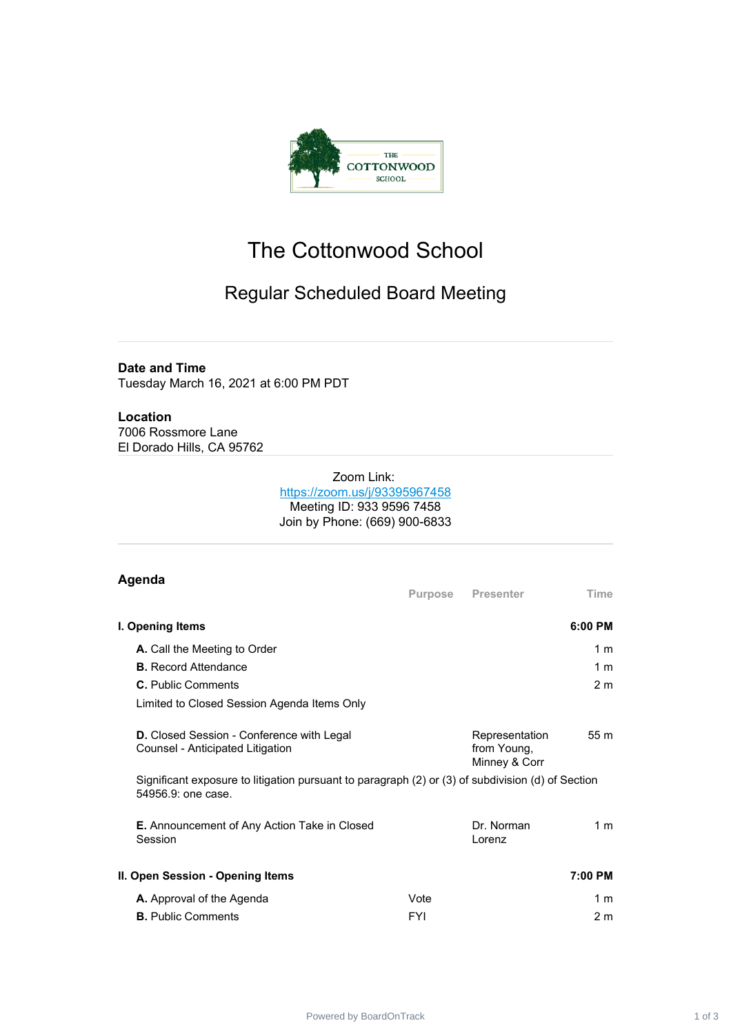# The Cottonwood School

## Regular Scheduled Board Meeting

**Date and Time**
Tuesday March 16, 2021 at 6:00 PM PDT

**Location**
7006 Rossmore Lane
El Dorado Hills, CA 95762

Zoom Link:
https://zoom.us/j/93395967458
Meeting ID: 933 9596 7458
Join by Phone: (669) 900-6833

## Agenda

| | Purpose | Presenter | Time |
|---|---|---|---|
| **I. Opening Items** | | | **6:00 PM** |
| **A.** Call the Meeting to Order | | | 1 m |
| **B.** Record Attendance | | | 1 m |
| **C.** Public Comments<br>Limited to Closed Session Agenda Items Only | | | 2 m |
| **D.** Closed Session - Conference with Legal Counsel - Anticipated Litigation<br>Significant exposure to litigation pursuant to paragraph (2) or (3) of subdivision (d) of Section 54956.9: one case. | | Representation from Young, Minney & Corr | 55 m |
| **E.** Announcement of Any Action Take in Closed Session | | Dr. Norman Lorenz | 1 m |
| **II. Open Session - Opening Items** | | | **7:00 PM** |
| **A.** Approval of the Agenda | Vote | | 1 m |
| **B.** Public Comments | FYI | | 2 m |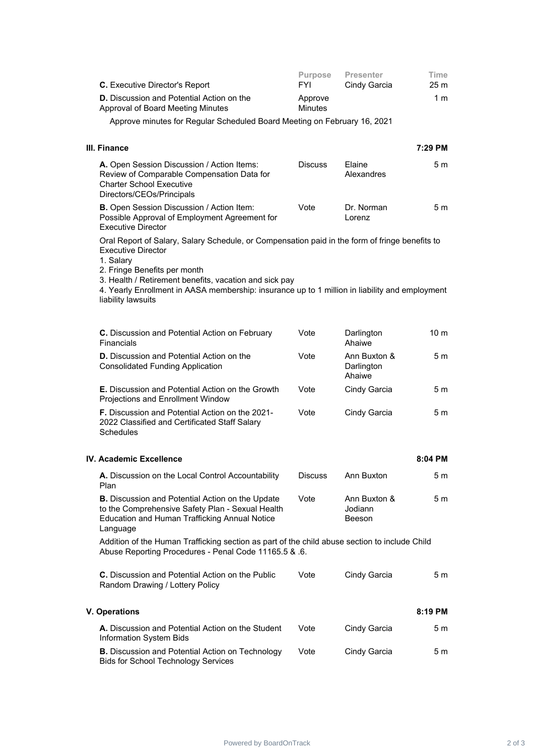| | Purpose | Presenter | Time |
|---|---|---|---|
| **C.** Executive Director's Report | FYI | Cindy Garcia | 25 m |
| **D.** Discussion and Potential Action on the Approval of Board Meeting Minutes | Approve Minutes | | 1 m |

Approve minutes for Regular Scheduled Board Meeting on February 16, 2021

## III. Finance — 7:29 PM

| | Purpose | Presenter | Time |
|---|---|---|---|
| **A.** Open Session Discussion / Action Items: Review of Comparable Compensation Data for Charter School Executive Directors/CEOs/Principals | Discuss | Elaine Alexandres | 5 m |
| **B.** Open Session Discussion / Action Item: Possible Approval of Employment Agreement for Executive Director | Vote | Dr. Norman Lorenz | 5 m |

Oral Report of Salary, Salary Schedule, or Compensation paid in the form of fringe benefits to Executive Director

1. Salary
2. Fringe Benefits per month
3. Health / Retirement benefits, vacation and sick pay
4. Yearly Enrollment in AASA membership: insurance up to 1 million in liability and employment liability lawsuits

| | Purpose | Presenter | Time |
|---|---|---|---|
| **C.** Discussion and Potential Action on February Financials | Vote | Darlington Ahaiwe | 10 m |
| **D.** Discussion and Potential Action on the Consolidated Funding Application | Vote | Ann Buxton & Darlington Ahaiwe | 5 m |
| **E.** Discussion and Potential Action on the Growth Projections and Enrollment Window | Vote | Cindy Garcia | 5 m |
| **F.** Discussion and Potential Action on the 2021-2022 Classified and Certificated Staff Salary Schedules | Vote | Cindy Garcia | 5 m |

## IV. Academic Excellence — 8:04 PM

| | Purpose | Presenter | Time |
|---|---|---|---|
| **A.** Discussion on the Local Control Accountability Plan | Discuss | Ann Buxton | 5 m |
| **B.** Discussion and Potential Action on the Update to the Comprehensive Safety Plan - Sexual Health Education and Human Trafficking Annual Notice Language | Vote | Ann Buxton & Jodiann Beeson | 5 m |

Addition of the Human Trafficking section as part of the child abuse section to include Child Abuse Reporting Procedures - Penal Code 11165.5 & .6.

| | Purpose | Presenter | Time |
|---|---|---|---|
| **C.** Discussion and Potential Action on the Public Random Drawing / Lottery Policy | Vote | Cindy Garcia | 5 m |

## V. Operations — 8:19 PM

| | Purpose | Presenter | Time |
|---|---|---|---|
| **A.** Discussion and Potential Action on the Student Information System Bids | Vote | Cindy Garcia | 5 m |
| **B.** Discussion and Potential Action on Technology Bids for School Technology Services | Vote | Cindy Garcia | 5 m |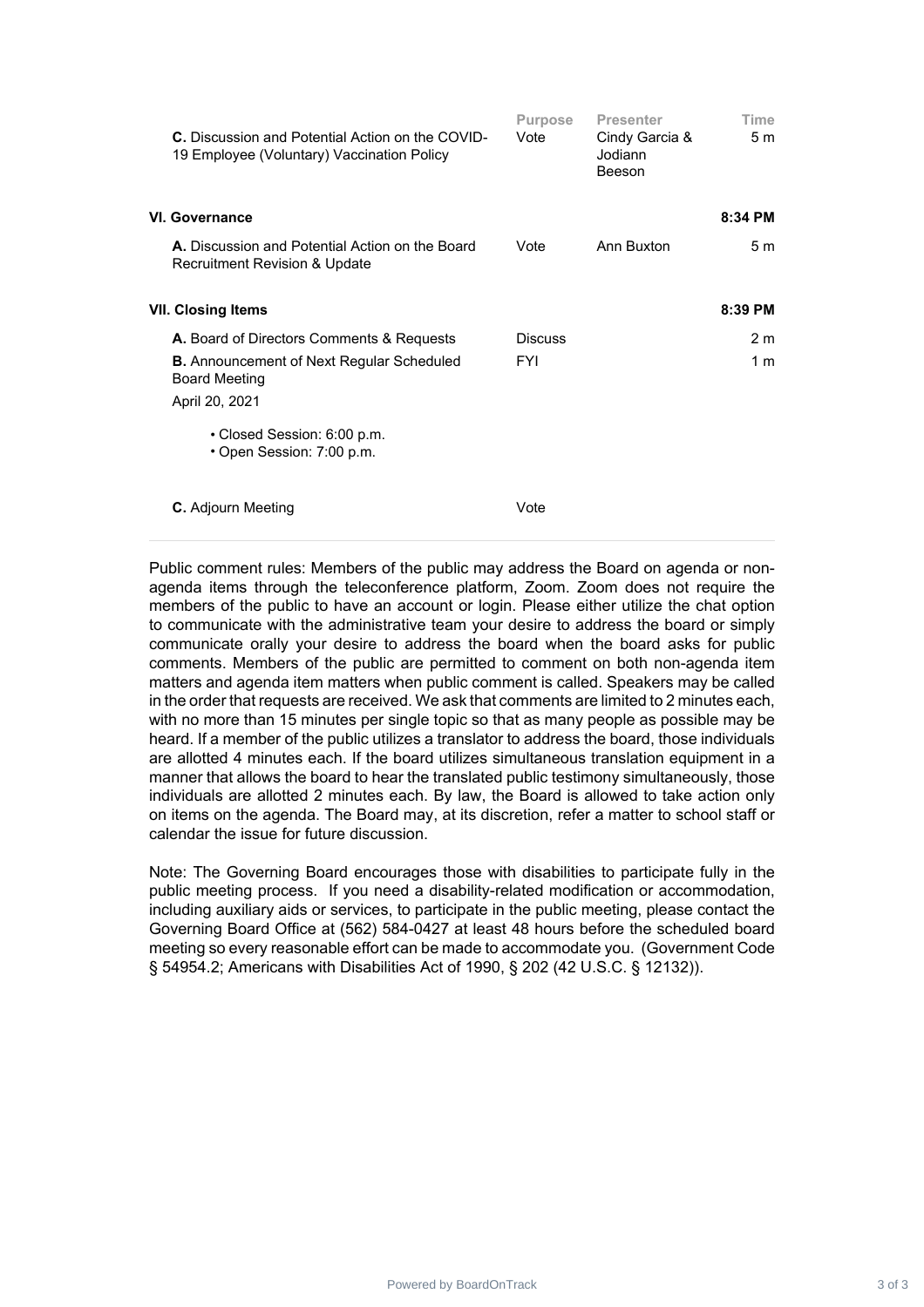| | Purpose | Presenter | Time |
|---|---|---|---|
| **C.** Discussion and Potential Action on the COVID-19 Employee (Voluntary) Vaccination Policy | Vote | Cindy Garcia & Jodiann Beeson | 5 m |
| **VI. Governance** | | | **8:34 PM** |
| **A.** Discussion and Potential Action on the Board Recruitment Revision & Update | Vote | Ann Buxton | 5 m |
| **VII. Closing Items** | | | **8:39 PM** |
| **A.** Board of Directors Comments & Requests | Discuss | | 2 m |
| **B.** Announcement of Next Regular Scheduled Board Meeting<br>April 20, 2021<br>• Closed Session: 6:00 p.m.<br>• Open Session: 7:00 p.m. | FYI | | 1 m |
| **C.** Adjourn Meeting | Vote | | |

Public comment rules: Members of the public may address the Board on agenda or non-agenda items through the teleconference platform, Zoom. Zoom does not require the members of the public to have an account or login. Please either utilize the chat option to communicate with the administrative team your desire to address the board or simply communicate orally your desire to address the board when the board asks for public comments. Members of the public are permitted to comment on both non-agenda item matters and agenda item matters when public comment is called. Speakers may be called in the order that requests are received. We ask that comments are limited to 2 minutes each, with no more than 15 minutes per single topic so that as many people as possible may be heard. If a member of the public utilizes a translator to address the board, those individuals are allotted 4 minutes each. If the board utilizes simultaneous translation equipment in a manner that allows the board to hear the translated public testimony simultaneously, those individuals are allotted 2 minutes each. By law, the Board is allowed to take action only on items on the agenda. The Board may, at its discretion, refer a matter to school staff or calendar the issue for future discussion.

Note: The Governing Board encourages those with disabilities to participate fully in the public meeting process. If you need a disability-related modification or accommodation, including auxiliary aids or services, to participate in the public meeting, please contact the Governing Board Office at (562) 584-0427 at least 48 hours before the scheduled board meeting so every reasonable effort can be made to accommodate you. (Government Code § 54954.2; Americans with Disabilities Act of 1990, § 202 (42 U.S.C. § 12132)).